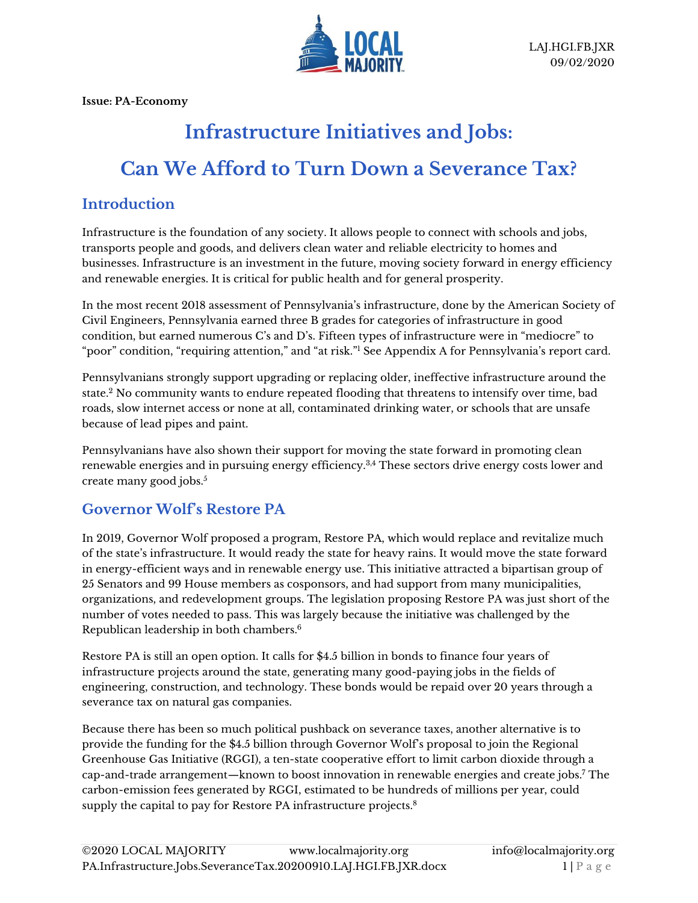Issue: PA-Economy

# Infrastructure Initiatives and Jobs:

# Can We Afford to Turn Down a Severance Tax?

## Introduction

Infrastructure is the foundation of any society. It allows people to connect with schools and jobs, transports people and goods, and delivers clean water and reliable electricity to homes and businesses. Infrastructure is an investment in the future, moving society forward in energy efficiency and renewable energies. It is critical for public health and for general prosperity.

In the most recent 2018 assessment of Pennsylvania's infrastructure, done by the American Society of Civil Engineers, Pennsylvania earned three B grades for categories of infrastructure in good condition, but earned numerous C's and D's. Fifteen types of infrastructure were in "mediocre" to "poor" condition, "requiring attention," and "at risk."[1] See Appendix A for Pennsylvania's report card.

Pennsylvanians strongly support upgrading or replacing older, ineffective infrastructure around the state.[2] No community wants to endure repeated flooding that threatens to intensify over time, bad roads, slow internet access or none at all, contaminated drinking water, or schools that are unsafe because of lead pipes and paint.

Pennsylvanians have also shown their support for moving the state forward in promoting clean renewable energies and in pursuing energy efficiency.[3,4] These sectors drive energy costs lower and create many good jobs.[5]

## Governor Wolf's Restore PA

In 2019, Governor Wolf proposed a program, Restore PA, which would replace and revitalize much of the state's infrastructure. It would ready the state for heavy rains. It would move the state forward in energy-efficient ways and in renewable energy use. This initiative attracted a bipartisan group of 25 Senators and 99 House members as cosponsors, and had support from many municipalities, organizations, and redevelopment groups. The legislation proposing Restore PA was just short of the number of votes needed to pass. This was largely because the initiative was challenged by the Republican leadership in both chambers.[6]

Restore PA is still an open option. It calls for $4.5 billion in bonds to finance four years of infrastructure projects around the state, generating many good-paying jobs in the fields of engineering, construction, and technology. These bonds would be repaid over 20 years through a severance tax on natural gas companies.

Because there has been so much political pushback on severance taxes, another alternative is to provide the funding for the $4.5 billion through Governor Wolf's proposal to join the Regional Greenhouse Gas Initiative (RGGI), a ten-state cooperative effort to limit carbon dioxide through a cap-and-trade arrangement—known to boost innovation in renewable energies and create jobs.[7] The carbon-emission fees generated by RGGI, estimated to be hundreds of millions per year, could supply the capital to pay for Restore PA infrastructure projects.[8]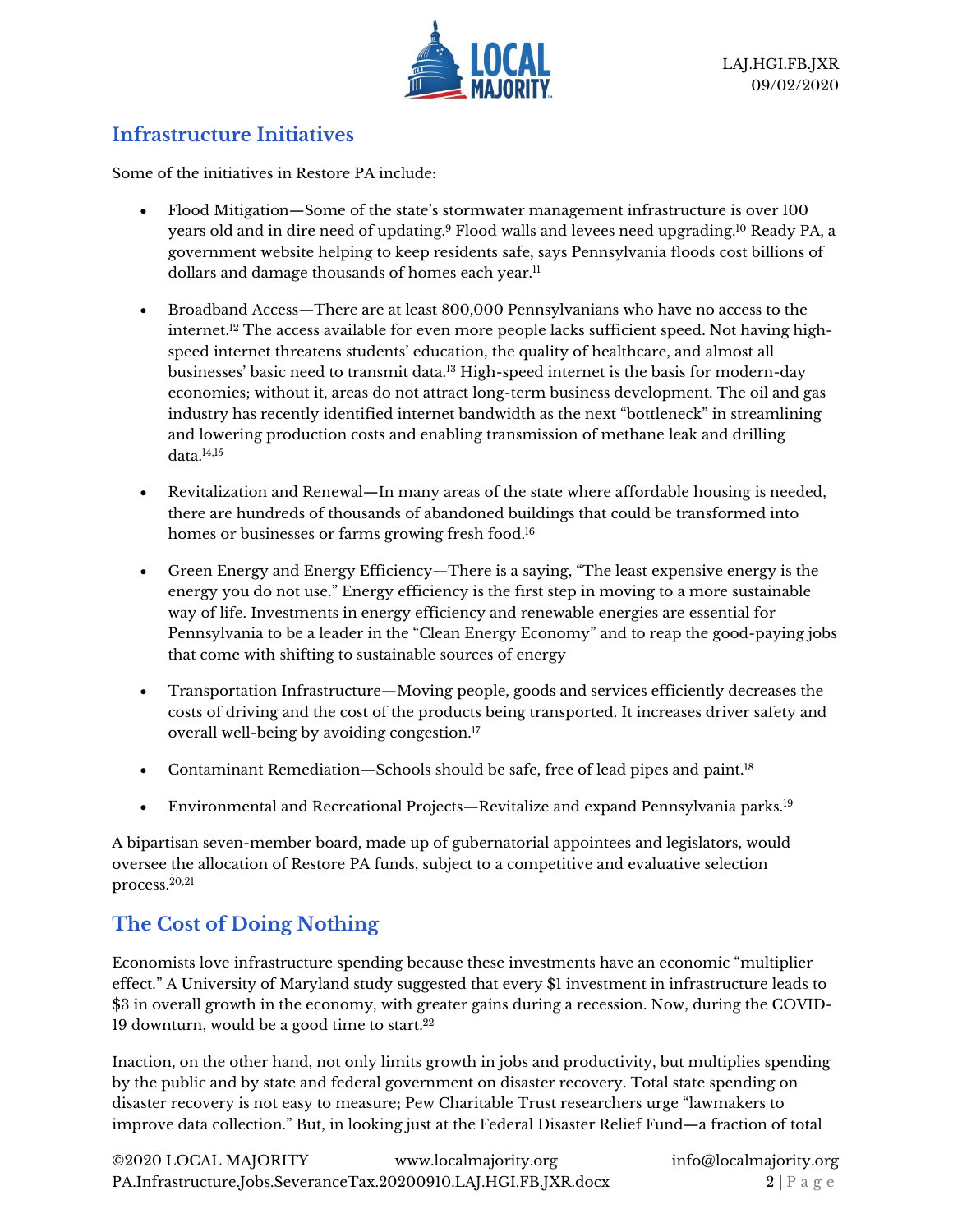## Infrastructure Initiatives

Some of the initiatives in Restore PA include:

- Flood Mitigation—Some of the state's stormwater management infrastructure is over 100 years old and in dire need of updating.[9] Flood walls and levees need upgrading.[10] Ready PA, a government website helping to keep residents safe, says Pennsylvania floods cost billions of dollars and damage thousands of homes each year.[11]

- Broadband Access—There are at least 800,000 Pennsylvanians who have no access to the internet.[12] The access available for even more people lacks sufficient speed. Not having high-speed internet threatens students' education, the quality of healthcare, and almost all businesses' basic need to transmit data.[13] High-speed internet is the basis for modern-day economies; without it, areas do not attract long-term business development. The oil and gas industry has recently identified internet bandwidth as the next "bottleneck" in streamlining and lowering production costs and enabling transmission of methane leak and drilling data.[14,15]

- Revitalization and Renewal—In many areas of the state where affordable housing is needed, there are hundreds of thousands of abandoned buildings that could be transformed into homes or businesses or farms growing fresh food.[16]

- Green Energy and Energy Efficiency—There is a saying, "The least expensive energy is the energy you do not use." Energy efficiency is the first step in moving to a more sustainable way of life. Investments in energy efficiency and renewable energies are essential for Pennsylvania to be a leader in the "Clean Energy Economy" and to reap the good-paying jobs that come with shifting to sustainable sources of energy

- Transportation Infrastructure—Moving people, goods and services efficiently decreases the costs of driving and the cost of the products being transported. It increases driver safety and overall well-being by avoiding congestion.[17]

- Contaminant Remediation—Schools should be safe, free of lead pipes and paint.[18]

- Environmental and Recreational Projects—Revitalize and expand Pennsylvania parks.[19]

A bipartisan seven-member board, made up of gubernatorial appointees and legislators, would oversee the allocation of Restore PA funds, subject to a competitive and evaluative selection process.[20,21]

## The Cost of Doing Nothing

Economists love infrastructure spending because these investments have an economic "multiplier effect." A University of Maryland study suggested that every $1 investment in infrastructure leads to $3 in overall growth in the economy, with greater gains during a recession. Now, during the COVID-19 downturn, would be a good time to start.[22]

Inaction, on the other hand, not only limits growth in jobs and productivity, but multiplies spending by the public and by state and federal government on disaster recovery. Total state spending on disaster recovery is not easy to measure; Pew Charitable Trust researchers urge "lawmakers to improve data collection." But, in looking just at the Federal Disaster Relief Fund—a fraction of total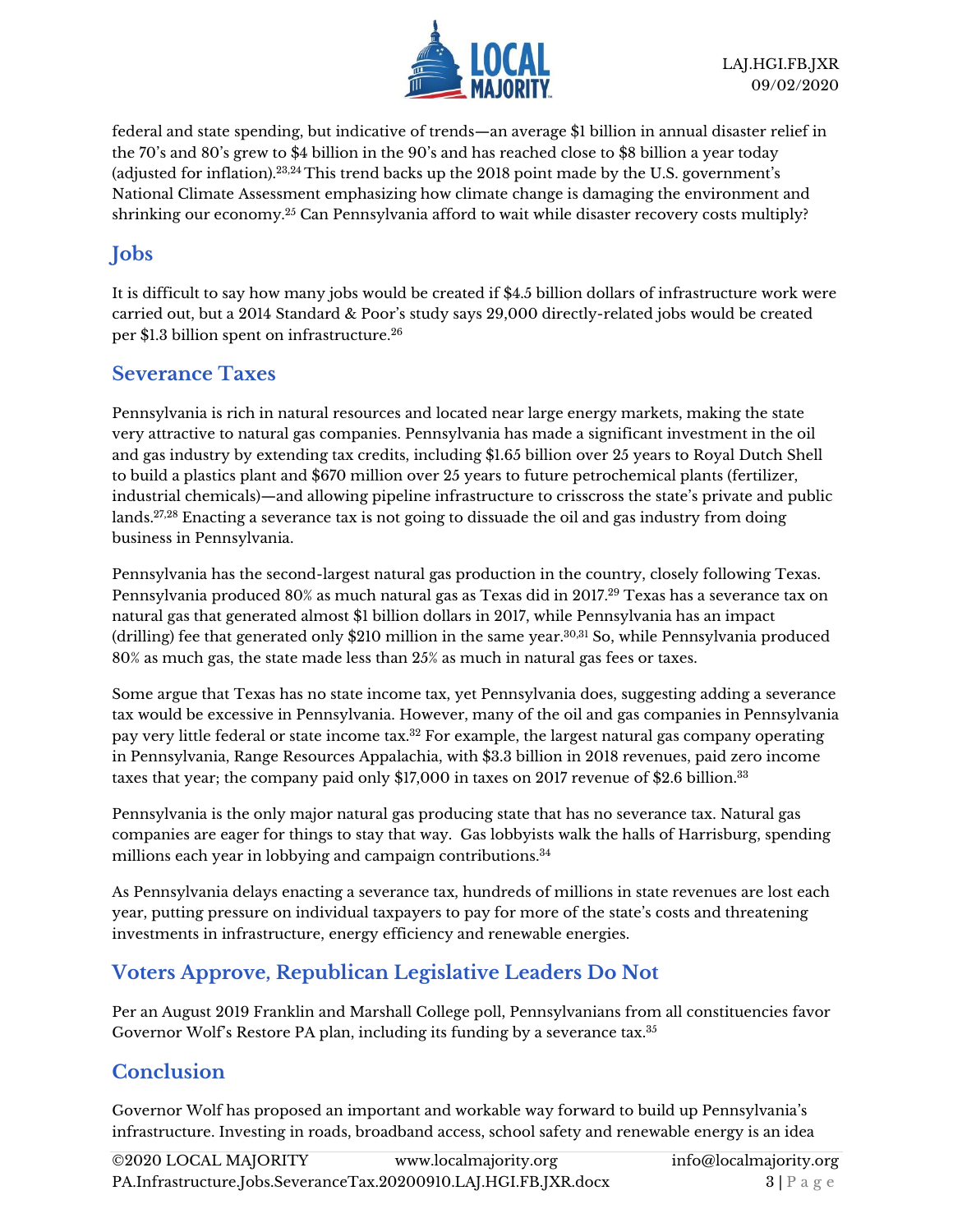federal and state spending, but indicative of trends—an average $1 billion in annual disaster relief in the 70's and 80's grew to $4 billion in the 90's and has reached close to $8 billion a year today (adjusted for inflation).[23,24] This trend backs up the 2018 point made by the U.S. government's National Climate Assessment emphasizing how climate change is damaging the environment and shrinking our economy.[25] Can Pennsylvania afford to wait while disaster recovery costs multiply?

## Jobs

It is difficult to say how many jobs would be created if $4.5 billion dollars of infrastructure work were carried out, but a 2014 Standard & Poor's study says 29,000 directly-related jobs would be created per $1.3 billion spent on infrastructure.[26]

## Severance Taxes

Pennsylvania is rich in natural resources and located near large energy markets, making the state very attractive to natural gas companies. Pennsylvania has made a significant investment in the oil and gas industry by extending tax credits, including $1.65 billion over 25 years to Royal Dutch Shell to build a plastics plant and $670 million over 25 years to future petrochemical plants (fertilizer, industrial chemicals)—and allowing pipeline infrastructure to crisscross the state's private and public lands.[27,28] Enacting a severance tax is not going to dissuade the oil and gas industry from doing business in Pennsylvania.

Pennsylvania has the second-largest natural gas production in the country, closely following Texas. Pennsylvania produced 80% as much natural gas as Texas did in 2017.[29] Texas has a severance tax on natural gas that generated almost $1 billion dollars in 2017, while Pennsylvania has an impact (drilling) fee that generated only $210 million in the same year.[30,31] So, while Pennsylvania produced 80% as much gas, the state made less than 25% as much in natural gas fees or taxes.

Some argue that Texas has no state income tax, yet Pennsylvania does, suggesting adding a severance tax would be excessive in Pennsylvania. However, many of the oil and gas companies in Pennsylvania pay very little federal or state income tax.[32] For example, the largest natural gas company operating in Pennsylvania, Range Resources Appalachia, with $3.3 billion in 2018 revenues, paid zero income taxes that year; the company paid only $17,000 in taxes on 2017 revenue of $2.6 billion.[33]

Pennsylvania is the only major natural gas producing state that has no severance tax. Natural gas companies are eager for things to stay that way. Gas lobbyists walk the halls of Harrisburg, spending millions each year in lobbying and campaign contributions.[34]

As Pennsylvania delays enacting a severance tax, hundreds of millions in state revenues are lost each year, putting pressure on individual taxpayers to pay for more of the state's costs and threatening investments in infrastructure, energy efficiency and renewable energies.

## Voters Approve, Republican Legislative Leaders Do Not

Per an August 2019 Franklin and Marshall College poll, Pennsylvanians from all constituencies favor Governor Wolf's Restore PA plan, including its funding by a severance tax.[35]

## Conclusion

Governor Wolf has proposed an important and workable way forward to build up Pennsylvania's infrastructure. Investing in roads, broadband access, school safety and renewable energy is an idea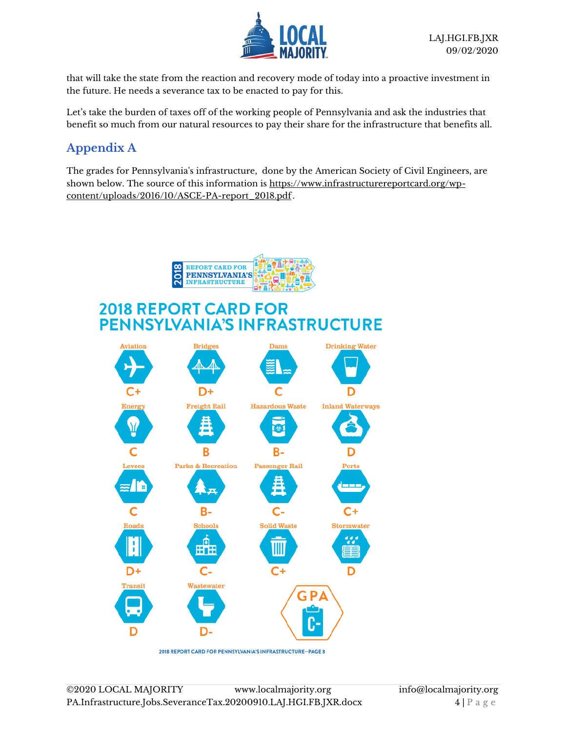that will take the state from the reaction and recovery mode of today into a proactive investment in the future. He needs a severance tax to be enacted to pay for this.

Let's take the burden of taxes off of the working people of Pennsylvania and ask the industries that benefit so much from our natural resources to pay their share for the infrastructure that benefits all.

## Appendix A

The grades for Pennsylvania's infrastructure, done by the American Society of Civil Engineers, are shown below. The source of this information is https://www.infrastructurereportcard.org/wp-content/uploads/2016/10/ASCE-PA-report_2018.pdf.

2018 REPORT CARD FOR PENNSYLVANIA'S INFRASTRUCTURE

### 2018 REPORT CARD FOR PENNSYLVANIA'S INFRASTRUCTURE

| Category | Grade |
| --- | --- |
| Aviation | C+ |
| Bridges | D+ |
| Dams | C |
| Drinking Water | D |
| Energy | C |
| Freight Rail | B |
| Hazardous Waste | B- |
| Inland Waterways | D |
| Levees | C |
| Parks & Recreation | B- |
| Passenger Rail | C- |
| Ports | C+ |
| Roads | D+ |
| Schools | C- |
| Solid Waste | C+ |
| Stormwater | D |
| Transit | D |
| Wastewater | D- |
| GPA | C- |

2018 REPORT CARD FOR PENNSYLVANIA'S INFRASTRUCTURE—PAGE 8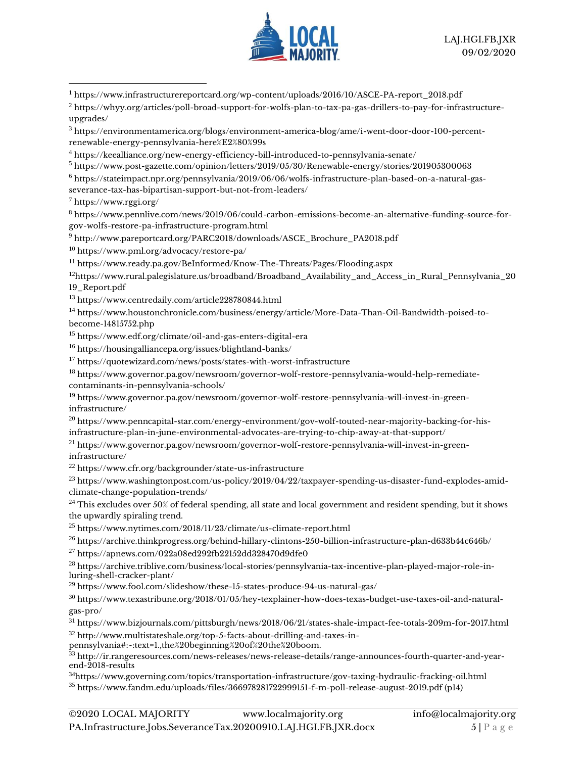[1] https://www.infrastructurereportcard.org/wp-content/uploads/2016/10/ASCE-PA-report_2018.pdf

[2] https://whyy.org/articles/poll-broad-support-for-wolfs-plan-to-tax-pa-gas-drillers-to-pay-for-infrastructure-upgrades/

[3] https://environmentamerica.org/blogs/environment-america-blog/ame/i-went-door-door-100-percent-renewable-energy-pennsylvania-here%E2%80%99s

[4] https://keealliance.org/new-energy-efficiency-bill-introduced-to-pennsylvania-senate/

[5] https://www.post-gazette.com/opinion/letters/2019/05/30/Renewable-energy/stories/201905300063

[6] https://stateimpact.npr.org/pennsylvania/2019/06/06/wolfs-infrastructure-plan-based-on-a-natural-gas-severance-tax-has-bipartisan-support-but-not-from-leaders/

[7] https://www.rggi.org/

[8] https://www.pennlive.com/news/2019/06/could-carbon-emissions-become-an-alternative-funding-source-for-gov-wolfs-restore-pa-infrastructure-program.html

[9] http://www.pareportcard.org/PARC2018/downloads/ASCE_Brochure_PA2018.pdf

[10] https://www.pml.org/advocacy/restore-pa/

[11] https://www.ready.pa.gov/BeInformed/Know-The-Threats/Pages/Flooding.aspx

[12] https://www.rural.palegislature.us/broadband/Broadband_Availability_and_Access_in_Rural_Pennsylvania_2019_Report.pdf

[13] https://www.centredaily.com/article228780844.html

[14] https://www.houstonchronicle.com/business/energy/article/More-Data-Than-Oil-Bandwidth-poised-to-become-14815752.php

[15] https://www.edf.org/climate/oil-and-gas-enters-digital-era

[16] https://housingalliancepa.org/issues/blightland-banks/

[17] https://quotewizard.com/news/posts/states-with-worst-infrastructure

[18] https://www.governor.pa.gov/newsroom/governor-wolf-restore-pennsylvania-would-help-remediate-contaminants-in-pennsylvania-schools/

[19] https://www.governor.pa.gov/newsroom/governor-wolf-restore-pennsylvania-will-invest-in-green-infrastructure/

[20] https://www.penncapital-star.com/energy-environment/gov-wolf-touted-near-majority-backing-for-his-infrastructure-plan-in-june-environmental-advocates-are-trying-to-chip-away-at-that-support/

[21] https://www.governor.pa.gov/newsroom/governor-wolf-restore-pennsylvania-will-invest-in-green-infrastructure/

[22] https://www.cfr.org/backgrounder/state-us-infrastructure

[23] https://www.washingtonpost.com/us-policy/2019/04/22/taxpayer-spending-us-disaster-fund-explodes-amid-climate-change-population-trends/

[24] This excludes over 50% of federal spending, all state and local government and resident spending, but it shows the upwardly spiraling trend.

[25] https://www.nytimes.com/2018/11/23/climate/us-climate-report.html

[26] https://archive.thinkprogress.org/behind-hillary-clintons-250-billion-infrastructure-plan-d633b44c646b/

[27] https://apnews.com/022a08ed292fb22152dd328470d9dfe0

[28] https://archive.triblive.com/business/local-stories/pennsylvania-tax-incentive-plan-played-major-role-in-luring-shell-cracker-plant/

[29] https://www.fool.com/slideshow/these-15-states-produce-94-us-natural-gas/

[30] https://www.texastribune.org/2018/01/05/hey-texplainer-how-does-texas-budget-use-taxes-oil-and-natural-gas-pro/

[31] https://www.bizjournals.com/pittsburgh/news/2018/06/21/states-shale-impact-fee-totals-209m-for-2017.html

[32] http://www.multistateshale.org/top-5-facts-about-drilling-and-taxes-in-pennsylvania#:~:text=1.,the%20beginning%20of%20the%20boom.

[33] http://ir.rangeresources.com/news-releases/news-release-details/range-announces-fourth-quarter-and-year-end-2018-results

[34] https://www.governing.com/topics/transportation-infrastructure/gov-taxing-hydraulic-fracking-oil.html

[35] https://www.fandm.edu/uploads/files/366978281722999151-f-m-poll-release-august-2019.pdf (p14)